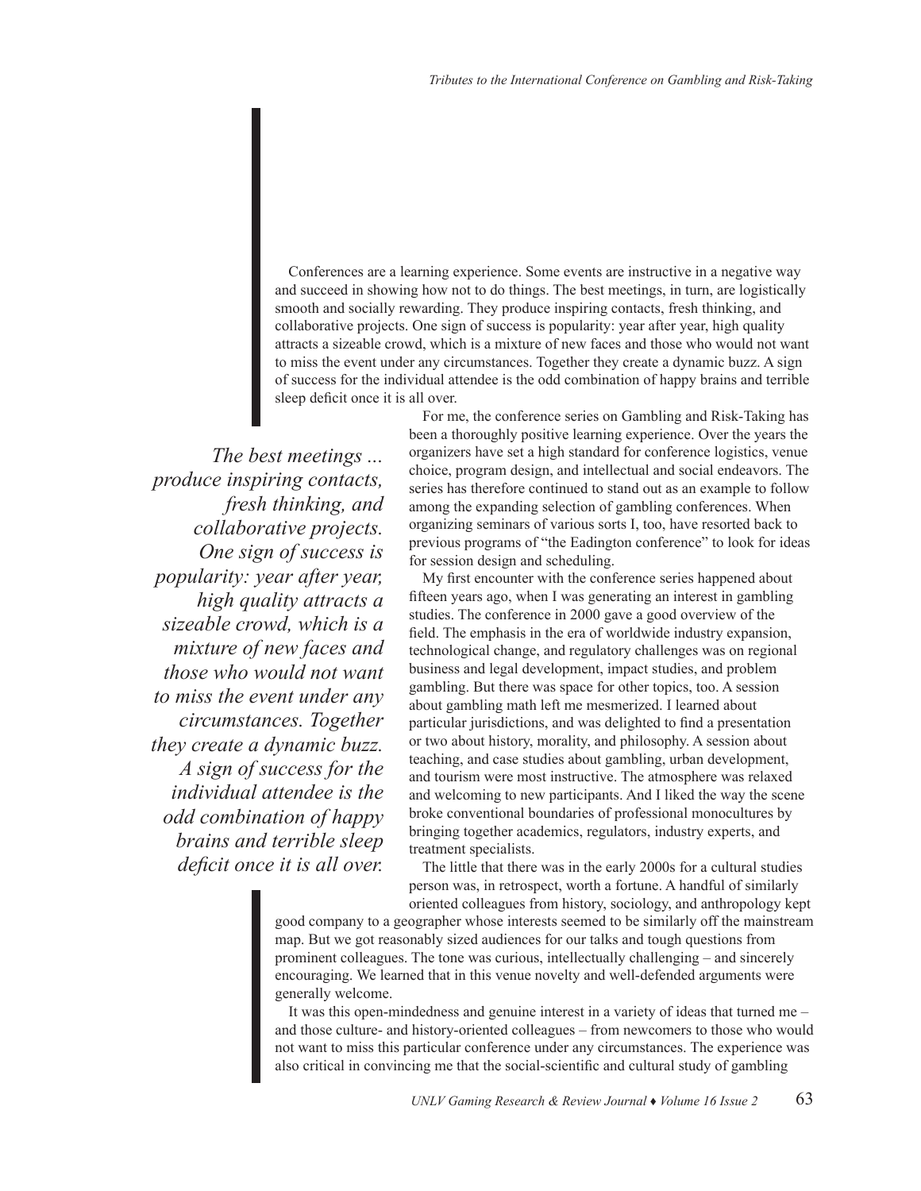Conferences are a learning experience. Some events are instructive in a negative way and succeed in showing how not to do things. The best meetings, in turn, are logistically smooth and socially rewarding. They produce inspiring contacts, fresh thinking, and collaborative projects. One sign of success is popularity: year after year, high quality attracts a sizeable crowd, which is a mixture of new faces and those who would not want to miss the event under any circumstances. Together they create a dynamic buzz. A sign of success for the individual attendee is the odd combination of happy brains and terrible sleep deficit once it is all over.

*The best meetings ... produce inspiring contacts, fresh thinking, and collaborative projects. One sign of success is popularity: year after year, high quality attracts a sizeable crowd, which is a mixture of new faces and those who would not want to miss the event under any circumstances. Together they create a dynamic buzz. A sign of success for the individual attendee is the odd combination of happy brains and terrible sleep deficit once it is all over.*

For me, the conference series on Gambling and Risk-Taking has been a thoroughly positive learning experience. Over the years the organizers have set a high standard for conference logistics, venue choice, program design, and intellectual and social endeavors. The series has therefore continued to stand out as an example to follow among the expanding selection of gambling conferences. When organizing seminars of various sorts I, too, have resorted back to previous programs of "the Eadington conference" to look for ideas for session design and scheduling.

My first encounter with the conference series happened about fifteen years ago, when I was generating an interest in gambling studies. The conference in 2000 gave a good overview of the field. The emphasis in the era of worldwide industry expansion, technological change, and regulatory challenges was on regional business and legal development, impact studies, and problem gambling. But there was space for other topics, too. A session about gambling math left me mesmerized. I learned about particular jurisdictions, and was delighted to find a presentation or two about history, morality, and philosophy. A session about teaching, and case studies about gambling, urban development, and tourism were most instructive. The atmosphere was relaxed and welcoming to new participants. And I liked the way the scene broke conventional boundaries of professional monocultures by bringing together academics, regulators, industry experts, and treatment specialists.

The little that there was in the early 2000s for a cultural studies person was, in retrospect, worth a fortune. A handful of similarly oriented colleagues from history, sociology, and anthropology kept good company to a geographer whose interests seemed to be similarly off the mainstream map. But we got reasonably sized audiences for our talks and tough questions from prominent colleagues. The tone was curious, intellectually challenging – and sincerely encouraging. We learned that in this venue novelty and well-defended arguments were generally welcome.

It was this open-mindedness and genuine interest in a variety of ideas that turned me – and those culture- and history-oriented colleagues – from newcomers to those who would not want to miss this particular conference under any circumstances. The experience was also critical in convincing me that the social-scientific and cultural study of gambling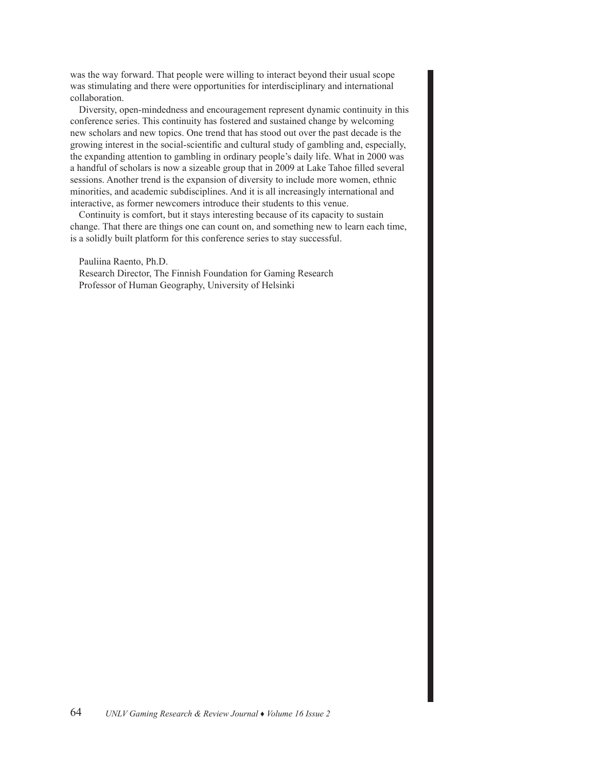was the way forward. That people were willing to interact beyond their usual scope was stimulating and there were opportunities for interdisciplinary and international collaboration.

Diversity, open-mindedness and encouragement represent dynamic continuity in this conference series. This continuity has fostered and sustained change by welcoming new scholars and new topics. One trend that has stood out over the past decade is the growing interest in the social-scientific and cultural study of gambling and, especially, the expanding attention to gambling in ordinary people's daily life. What in 2000 was a handful of scholars is now a sizeable group that in 2009 at Lake Tahoe filled several sessions. Another trend is the expansion of diversity to include more women, ethnic minorities, and academic subdisciplines. And it is all increasingly international and interactive, as former newcomers introduce their students to this venue.

Continuity is comfort, but it stays interesting because of its capacity to sustain change. That there are things one can count on, and something new to learn each time, is a solidly built platform for this conference series to stay successful.

Pauliina Raento, Ph.D.
Research Director, The Finnish Foundation for Gaming Research
Professor of Human Geography, University of Helsinki